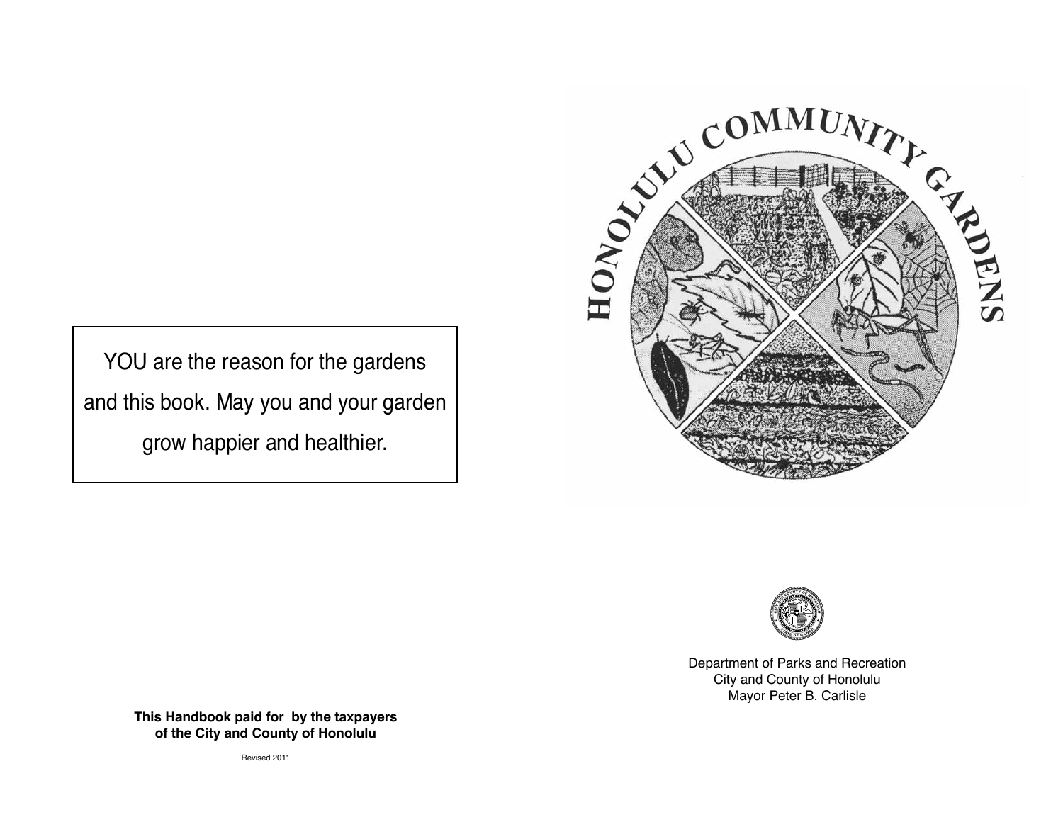YOU are the reason for the gardens and this book. May you and your garden grow happier and healthier.

**This Handbook paid for by the taxpayers of the City and County of Honolulu**

Revised 2011

# HONOLULU COMMUNITY GARDENS

Department of Parks and Recreation
City and County of Honolulu
Mayor Peter B. Carlisle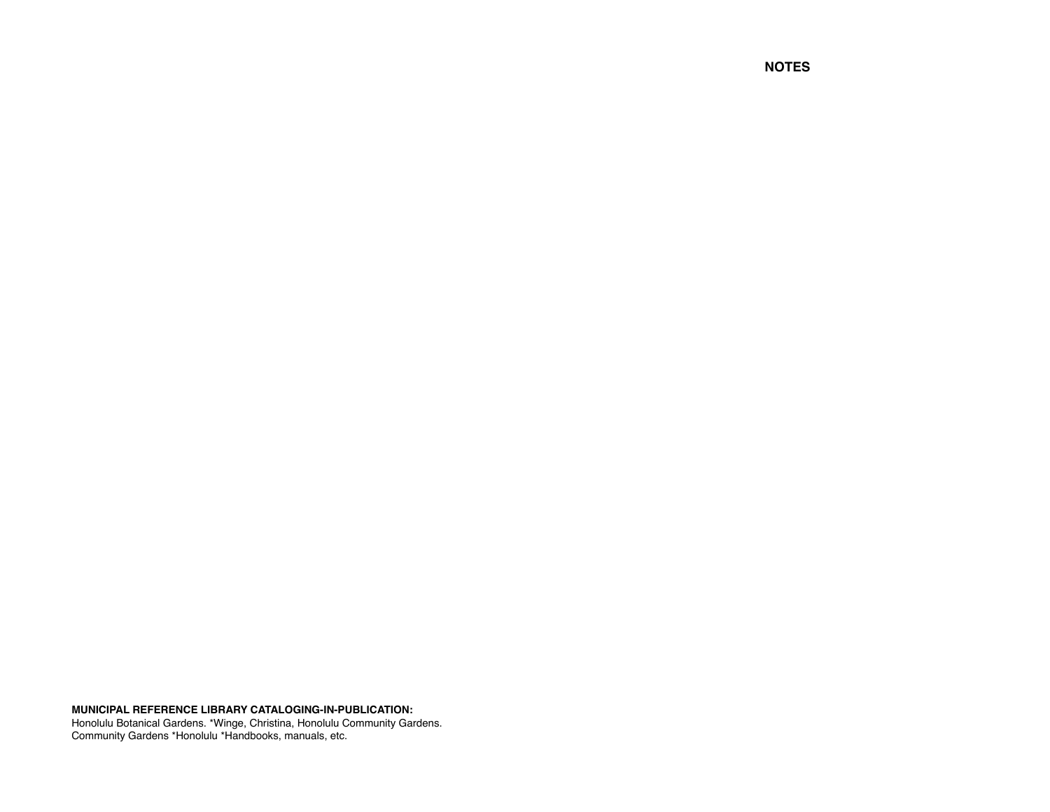## NOTES

**MUNICIPAL REFERENCE LIBRARY CATALOGING-IN-PUBLICATION:**
Honolulu Botanical Gardens. *Winge, Christina, Honolulu Community Gardens.
Community Gardens *Honolulu *Handbooks, manuals, etc.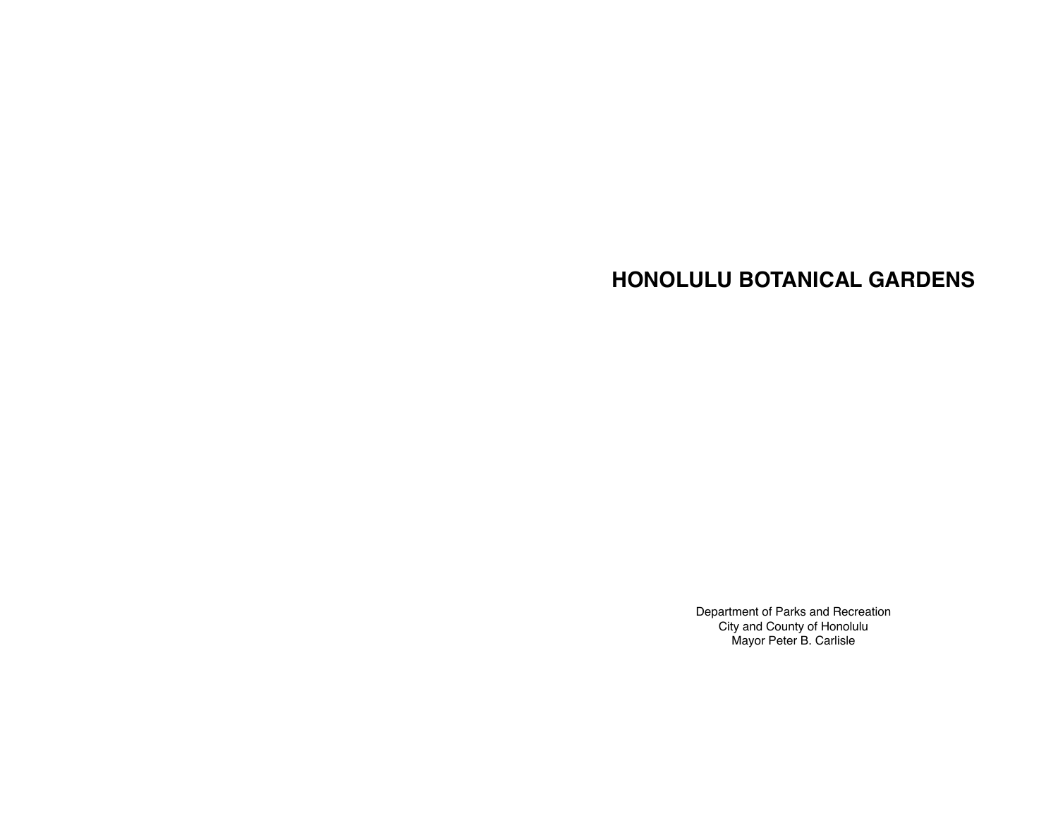# HONOLULU BOTANICAL GARDENS

Department of Parks and Recreation
City and County of Honolulu
Mayor Peter B. Carlisle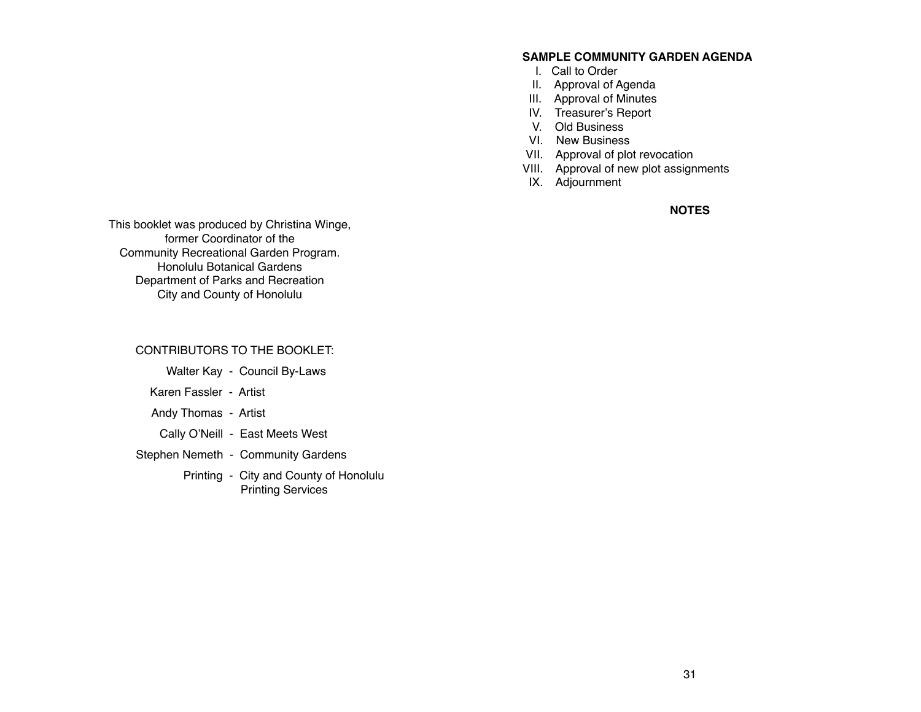This booklet was produced by Christina Winge,
former Coordinator of the
Community Recreational Garden Program.
Honolulu Botanical Gardens
Department of Parks and Recreation
City and County of Honolulu

CONTRIBUTORS TO THE BOOKLET:

Walter Kay - Council By-Laws

Karen Fassler - Artist

Andy Thomas - Artist

Cally O'Neill - East Meets West

Stephen Nemeth - Community Gardens

Printing - City and County of Honolulu Printing Services

**SAMPLE COMMUNITY GARDEN AGENDA**

I. Call to Order
II. Approval of Agenda
III. Approval of Minutes
IV. Treasurer's Report
V. Old Business
VI. New Business
VII. Approval of plot revocation
VIII. Approval of new plot assignments
IX. Adjournment

**NOTES**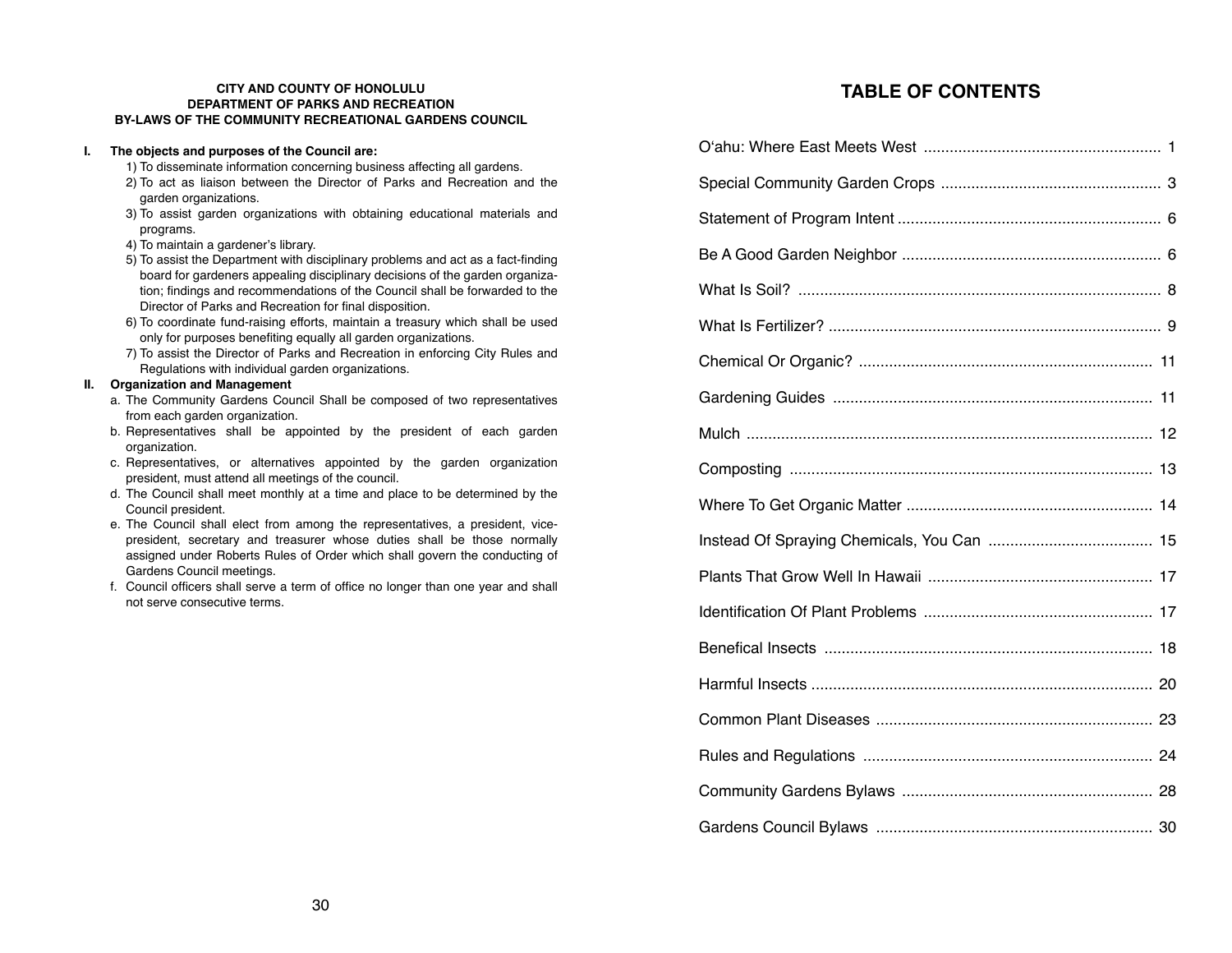**CITY AND COUNTY OF HONOLULU**
**DEPARTMENT OF PARKS AND RECREATION**
**BY-LAWS OF THE COMMUNITY RECREATIONAL GARDENS COUNCIL**

**I. The objects and purposes of the Council are:**

1) To disseminate information concerning business affecting all gardens.
2) To act as liaison between the Director of Parks and Recreation and the garden organizations.
3) To assist garden organizations with obtaining educational materials and programs.
4) To maintain a gardener's library.
5) To assist the Department with disciplinary problems and act as a fact-finding board for gardeners appealing disciplinary decisions of the garden organization; findings and recommendations of the Council shall be forwarded to the Director of Parks and Recreation for final disposition.
6) To coordinate fund-raising efforts, maintain a treasury which shall be used only for purposes benefiting equally all garden organizations.
7) To assist the Director of Parks and Recreation in enforcing City Rules and Regulations with individual garden organizations.

**II. Organization and Management**

a. The Community Gardens Council Shall be composed of two representatives from each garden organization.
b. Representatives shall be appointed by the president of each garden organization.
c. Representatives, or alternatives appointed by the garden organization president, must attend all meetings of the council.
d. The Council shall meet monthly at a time and place to be determined by the Council president.
e. The Council shall elect from among the representatives, a president, vice-president, secretary and treasurer whose duties shall be those normally assigned under Roberts Rules of Order which shall govern the conducting of Gardens Council meetings.
f. Council officers shall serve a term of office no longer than one year and shall not serve consecutive terms.

# TABLE OF CONTENTS

| | |
|---|---|
| O'ahu: Where East Meets West | 1 |
| Special Community Garden Crops | 3 |
| Statement of Program Intent | 6 |
| Be A Good Garden Neighbor | 6 |
| What Is Soil? | 8 |
| What Is Fertilizer? | 9 |
| Chemical Or Organic? | 11 |
| Gardening Guides | 11 |
| Mulch | 12 |
| Composting | 13 |
| Where To Get Organic Matter | 14 |
| Instead Of Spraying Chemicals, You Can | 15 |
| Plants That Grow Well In Hawaii | 17 |
| Identification Of Plant Problems | 17 |
| Benefical Insects | 18 |
| Harmful Insects | 20 |
| Common Plant Diseases | 23 |
| Rules and Regulations | 24 |
| Community Gardens Bylaws | 28 |
| Gardens Council Bylaws | 30 |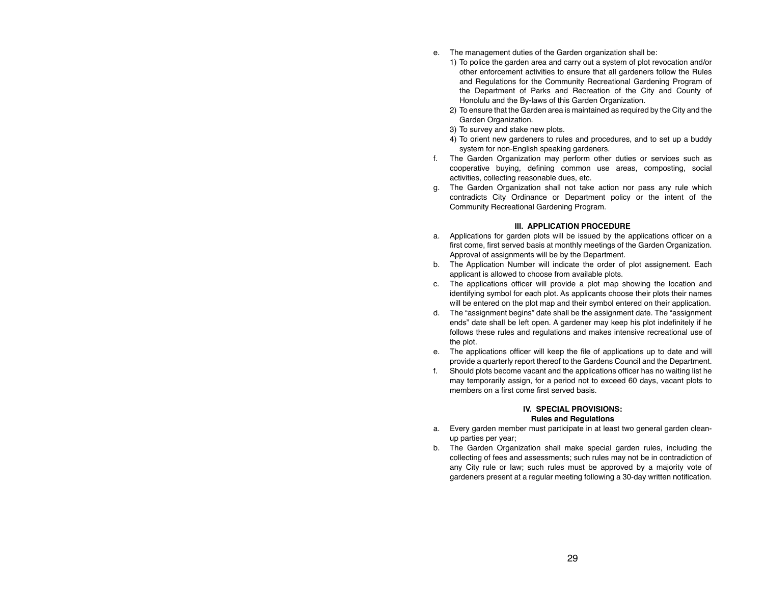e. The management duties of the Garden organization shall be:
   1) To police the garden area and carry out a system of plot revocation and/or other enforcement activities to ensure that all gardeners follow the Rules and Regulations for the Community Recreational Gardening Program of the Department of Parks and Recreation of the City and County of Honolulu and the By-laws of this Garden Organization.
   2) To ensure that the Garden area is maintained as required by the City and the Garden Organization.
   3) To survey and stake new plots.
   4) To orient new gardeners to rules and procedures, and to set up a buddy system for non-English speaking gardeners.

f. The Garden Organization may perform other duties or services such as cooperative buying, defining common use areas, composting, social activities, collecting reasonable dues, etc.

g. The Garden Organization shall not take action nor pass any rule which contradicts City Ordinance or Department policy or the intent of the Community Recreational Gardening Program.

**III. APPLICATION PROCEDURE**

a. Applications for garden plots will be issued by the applications officer on a first come, first served basis at monthly meetings of the Garden Organization. Approval of assignments will be by the Department.

b. The Application Number will indicate the order of plot assignement. Each applicant is allowed to choose from available plots.

c. The applications officer will provide a plot map showing the location and identifying symbol for each plot. As applicants choose their plots their names will be entered on the plot map and their symbol entered on their application.

d. The "assignment begins" date shall be the assignment date. The "assignment ends" date shall be left open. A gardener may keep his plot indefinitely if he follows these rules and regulations and makes intensive recreational use of the plot.

e. The applications officer will keep the file of applications up to date and will provide a quarterly report thereof to the Gardens Council and the Department.

f. Should plots become vacant and the applications officer has no waiting list he may temporarily assign, for a period not to exceed 60 days, vacant plots to members on a first come first served basis.

**IV. SPECIAL PROVISIONS:**
**Rules and Regulations**

a. Every garden member must participate in at least two general garden clean-up parties per year;

b. The Garden Organization shall make special garden rules, including the collecting of fees and assessments; such rules may not be in contradiction of any City rule or law; such rules must be approved by a majority vote of gardeners present at a regular meeting following a 30-day written notification.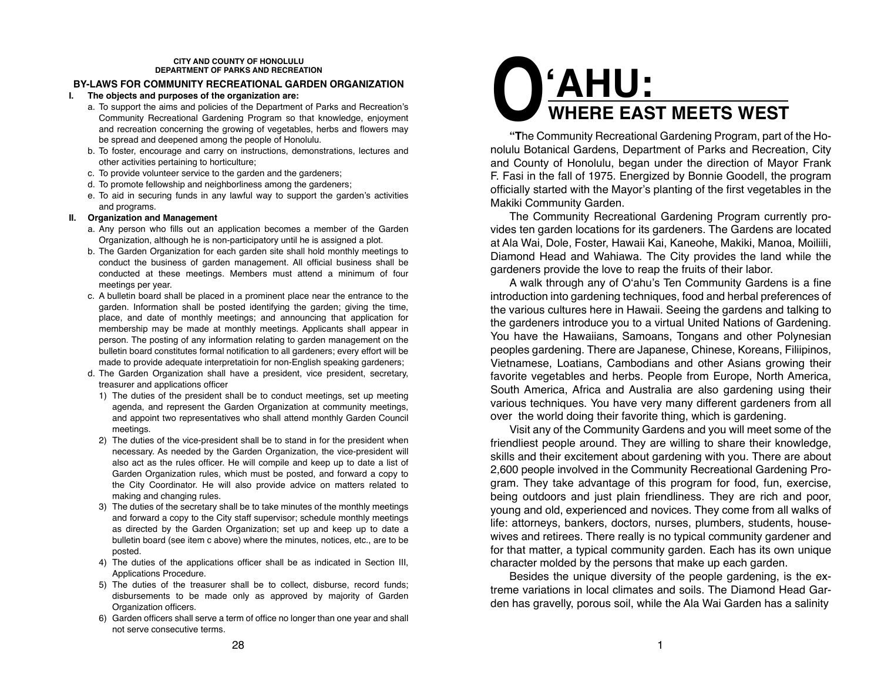CITY AND COUNTY OF HONOLULU
DEPARTMENT OF PARKS AND RECREATION

## BY-LAWS FOR COMMUNITY RECREATIONAL GARDEN ORGANIZATION

**I. The objects and purposes of the organization are:**

a. To support the aims and policies of the Department of Parks and Recreation's Community Recreational Gardening Program so that knowledge, enjoyment and recreation concerning the growing of vegetables, herbs and flowers may be spread and deepened among the people of Honolulu.

b. To foster, encourage and carry on instructions, demonstrations, lectures and other activities pertaining to horticulture;

c. To provide volunteer service to the garden and the gardeners;

d. To promote fellowship and neighborliness among the gardeners;

e. To aid in securing funds in any lawful way to support the garden's activities and programs.

**II. Organization and Management**

a. Any person who fills out an application becomes a member of the Garden Organization, although he is non-participatory until he is assigned a plot.

b. The Garden Organization for each garden site shall hold monthly meetings to conduct the business of garden management. All official business shall be conducted at these meetings. Members must attend a minimum of four meetings per year.

c. A bulletin board shall be placed in a prominent place near the entrance to the garden. Information shall be posted identifying the garden; giving the time, place, and date of monthly meetings; and announcing that application for membership may be made at monthly meetings. Applicants shall appear in person. The posting of any information relating to garden management on the bulletin board constitutes formal notification to all gardeners; every effort will be made to provide adequate interpretatioin for non-English speaking gardeners;

d. The Garden Organization shall have a president, vice president, secretary, treasurer and applications officer

1) The duties of the president shall be to conduct meetings, set up meeting agenda, and represent the Garden Organization at community meetings, and appoint two representatives who shall attend monthly Garden Council meetings.

2) The duties of the vice-president shall be to stand in for the president when necessary. As needed by the Garden Organization, the vice-president will also act as the rules officer. He will compile and keep up to date a list of Garden Organization rules, which must be posted, and forward a copy to the City Coordinator. He will also provide advice on matters related to making and changing rules.

3) The duties of the secretary shall be to take minutes of the monthly meetings and forward a copy to the City staff supervisor; schedule monthly meetings as directed by the Garden Organization; set up and keep up to date a bulletin board (see item c above) where the minutes, notices, etc., are to be posted.

4) The duties of the applications officer shall be as indicated in Section III, Applications Procedure.

5) The duties of the treasurer shall be to collect, disburse, record funds; disbursements to be made only as approved by majority of Garden Organization officers.

6) Garden officers shall serve a term of office no longer than one year and shall not serve consecutive terms.

# O'AHU: WHERE EAST MEETS WEST

"The Community Recreational Gardening Program, part of the Honolulu Botanical Gardens, Department of Parks and Recreation, City and County of Honolulu, began under the direction of Mayor Frank F. Fasi in the fall of 1975. Energized by Bonnie Goodell, the program officially started with the Mayor's planting of the first vegetables in the Makiki Community Garden.

The Community Recreational Gardening Program currently provides ten garden locations for its gardeners. The Gardens are located at Ala Wai, Dole, Foster, Hawaii Kai, Kaneohe, Makiki, Manoa, Moiliili, Diamond Head and Wahiawa. The City provides the land while the gardeners provide the love to reap the fruits of their labor.

A walk through any of O'ahu's Ten Community Gardens is a fine introduction into gardening techniques, food and herbal preferences of the various cultures here in Hawaii. Seeing the gardens and talking to the gardeners introduce you to a virtual United Nations of Gardening. You have the Hawaiians, Samoans, Tongans and other Polynesian peoples gardening. There are Japanese, Chinese, Koreans, Filiipinos, Vietnamese, Loatians, Cambodians and other Asians growing their favorite vegetables and herbs. People from Europe, North America, South America, Africa and Australia are also gardening using their various techniques. You have very many different gardeners from all over the world doing their favorite thing, which is gardening.

Visit any of the Community Gardens and you will meet some of the friendliest people around. They are willing to share their knowledge, skills and their excitement about gardening with you. There are about 2,600 people involved in the Community Recreational Gardening Program. They take advantage of this program for food, fun, exercise, being outdoors and just plain friendliness. They are rich and poor, young and old, experienced and novices. They come from all walks of life: attorneys, bankers, doctors, nurses, plumbers, students, housewives and retirees. There really is no typical community gardener and for that matter, a typical community garden. Each has its own unique character molded by the persons that make up each garden.

Besides the unique diversity of the people gardening, is the extreme variations in local climates and soils. The Diamond Head Garden has gravelly, porous soil, while the Ala Wai Garden has a salinity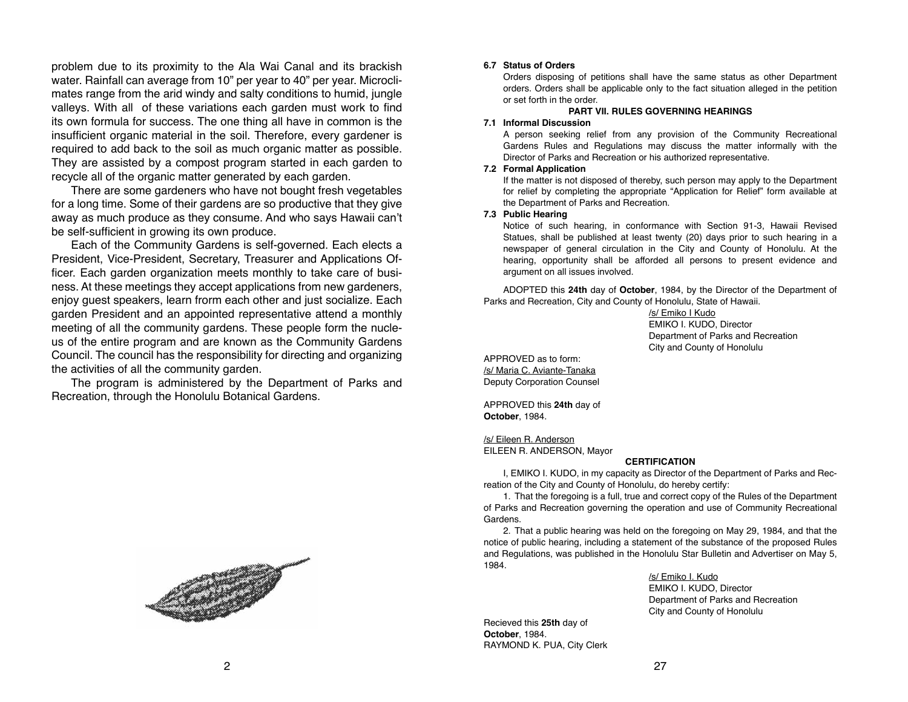problem due to its proximity to the Ala Wai Canal and its brackish water. Rainfall can average from 10" per year to 40" per year. Microclimates range from the arid windy and salty conditions to humid, jungle valleys. With all of these variations each garden must work to find its own formula for success. The one thing all have in common is the insufficient organic material in the soil. Therefore, every gardener is required to add back to the soil as much organic matter as possible. They are assisted by a compost program started in each garden to recycle all of the organic matter generated by each garden.

There are some gardeners who have not bought fresh vegetables for a long time. Some of their gardens are so productive that they give away as much produce as they consume. And who says Hawaii can't be self-sufficient in growing its own produce.

Each of the Community Gardens is self-governed. Each elects a President, Vice-President, Secretary, Treasurer and Applications Officer. Each garden organization meets monthly to take care of business. At these meetings they accept applications from new gardeners, enjoy guest speakers, learn from each other and just socialize. Each garden President and an appointed representative attend a monthly meeting of all the community gardens. These people form the nucleus of the entire program and are known as the Community Gardens Council. The council has the responsibility for directing and organizing the activities of all the community garden.

The program is administered by the Department of Parks and Recreation, through the Honolulu Botanical Gardens.

**6.7 Status of Orders**

Orders disposing of petitions shall have the same status as other Department orders. Orders shall be applicable only to the fact situation alleged in the petition or set forth in the order.

## PART VII. RULES GOVERNING HEARINGS

**7.1 Informal Discussion**

A person seeking relief from any provision of the Community Recreational Gardens Rules and Regulations may discuss the matter informally with the Director of Parks and Recreation or his authorized representative.

**7.2 Formal Application**

If the matter is not disposed of thereby, such person may apply to the Department for relief by completing the appropriate "Application for Relief" form available at the Department of Parks and Recreation.

**7.3 Public Hearing**

Notice of such hearing, in conformance with Section 91-3, Hawaii Revised Statues, shall be published at least twenty (20) days prior to such hearing in a newspaper of general circulation in the City and County of Honolulu. At the hearing, opportunity shall be afforded all persons to present evidence and argument on all issues involved.

ADOPTED this **24th** day of **October**, 1984, by the Director of the Department of Parks and Recreation, City and County of Honolulu, State of Hawaii.

/s/ Emiko I Kudo
EMIKO I. KUDO, Director
Department of Parks and Recreation
City and County of Honolulu

APPROVED as to form:
/s/ Maria C. Aviante-Tanaka
Deputy Corporation Counsel

APPROVED this **24th** day of **October**, 1984.

/s/ Eileen R. Anderson
EILEEN R. ANDERSON, Mayor

## CERTIFICATION

I, EMIKO I. KUDO, in my capacity as Director of the Department of Parks and Recreation of the City and County of Honolulu, do hereby certify:

1. That the foregoing is a full, true and correct copy of the Rules of the Department of Parks and Recreation governing the operation and use of Community Recreational Gardens.

2. That a public hearing was held on the foregoing on May 29, 1984, and that the notice of public hearing, including a statement of the substance of the proposed Rules and Regulations, was published in the Honolulu Star Bulletin and Advertiser on May 5, 1984.

/s/ Emiko I. Kudo
EMIKO I. KUDO, Director
Department of Parks and Recreation
City and County of Honolulu

Recieved this **25th** day of **October**, 1984.
RAYMOND K. PUA, City Clerk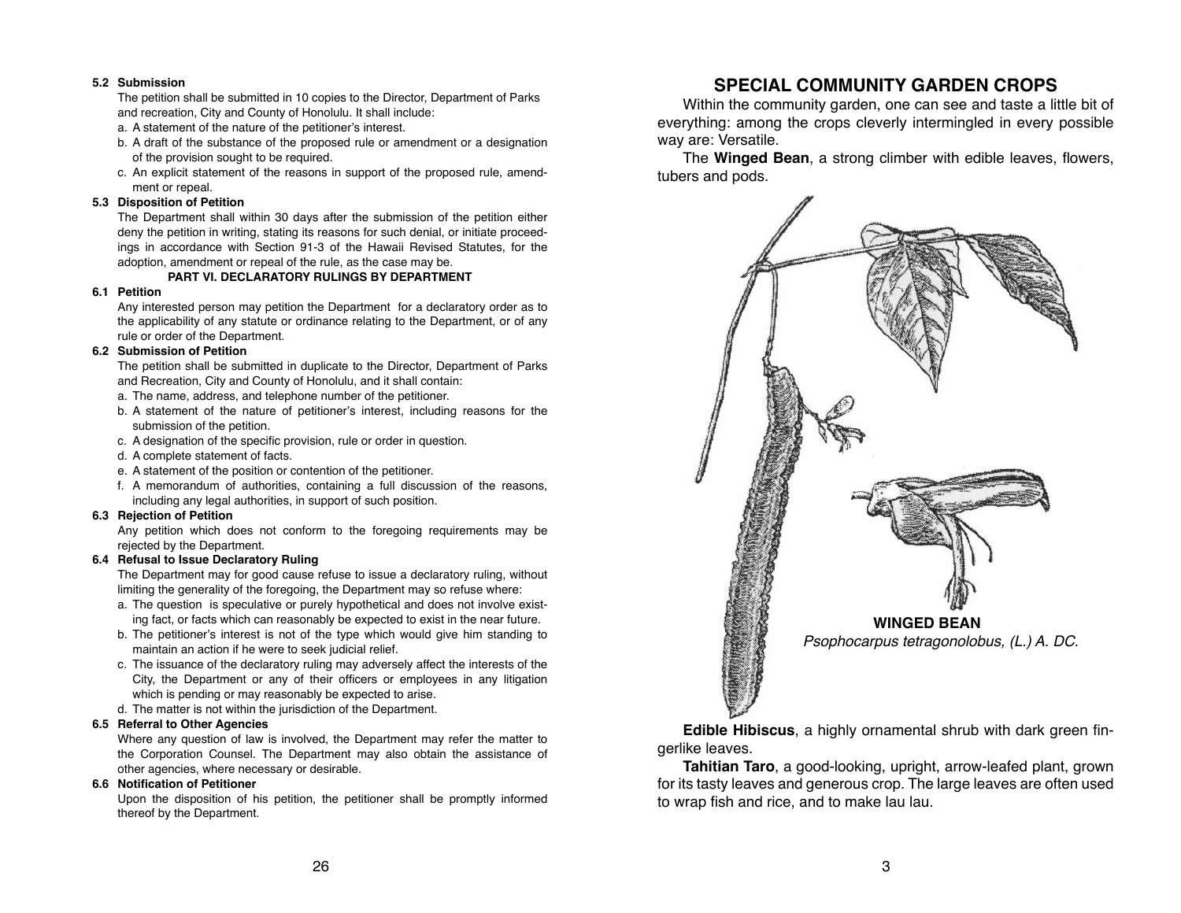**5.2 Submission**

The petition shall be submitted in 10 copies to the Director, Department of Parks and recreation, City and County of Honolulu. It shall include:

a. A statement of the nature of the petitioner's interest.
b. A draft of the substance of the proposed rule or amendment or a designation of the provision sought to be required.
c. An explicit statement of the reasons in support of the proposed rule, amendment or repeal.

**5.3 Disposition of Petition**

The Department shall within 30 days after the submission of the petition either deny the petition in writing, stating its reasons for such denial, or initiate proceedings in accordance with Section 91-3 of the Hawaii Revised Statutes, for the adoption, amendment or repeal of the rule, as the case may be.

**PART VI. DECLARATORY RULINGS BY DEPARTMENT**

**6.1 Petition**

Any interested person may petition the Department for a declaratory order as to the applicability of any statute or ordinance relating to the Department, or of any rule or order of the Department.

**6.2 Submission of Petition**

The petition shall be submitted in duplicate to the Director, Department of Parks and Recreation, City and County of Honolulu, and it shall contain:

a. The name, address, and telephone number of the petitioner.
b. A statement of the nature of petitioner's interest, including reasons for the submission of the petition.
c. A designation of the specific provision, rule or order in question.
d. A complete statement of facts.
e. A statement of the position or contention of the petitioner.
f. A memorandum of authorities, containing a full discussion of the reasons, including any legal authorities, in support of such position.

**6.3 Rejection of Petition**

Any petition which does not conform to the foregoing requirements may be rejected by the Department.

**6.4 Refusal to Issue Declaratory Ruling**

The Department may for good cause refuse to issue a declaratory ruling, without limiting the generality of the foregoing, the Department may so refuse where:

a. The question is speculative or purely hypothetical and does not involve existing fact, or facts which can reasonably be expected to exist in the near future.
b. The petitioner's interest is not of the type which would give him standing to maintain an action if he were to seek judicial relief.
c. The issuance of the declaratory ruling may adversely affect the interests of the City, the Department or any of their officers or employees in any litigation which is pending or may reasonably be expected to arise.
d. The matter is not within the jurisdiction of the Department.

**6.5 Referral to Other Agencies**

Where any question of law is involved, the Department may refer the matter to the Corporation Counsel. The Department may also obtain the assistance of other agencies, where necessary or desirable.

**6.6 Notification of Petitioner**

Upon the disposition of his petition, the petitioner shall be promptly informed thereof by the Department.

## SPECIAL COMMUNITY GARDEN CROPS

Within the community garden, one can see and taste a little bit of everything: among the crops cleverly intermingled in every possible way are: Versatile.

The **Winged Bean**, a strong climber with edible leaves, flowers, tubers and pods.

**WINGED BEAN**
*Psophocarpus tetragonolobus, (L.) A. DC.*

**Edible Hibiscus**, a highly ornamental shrub with dark green fingerlike leaves.

**Tahitian Taro**, a good-looking, upright, arrow-leafed plant, grown for its tasty leaves and generous crop. The large leaves are often used to wrap fish and rice, and to make lau lau.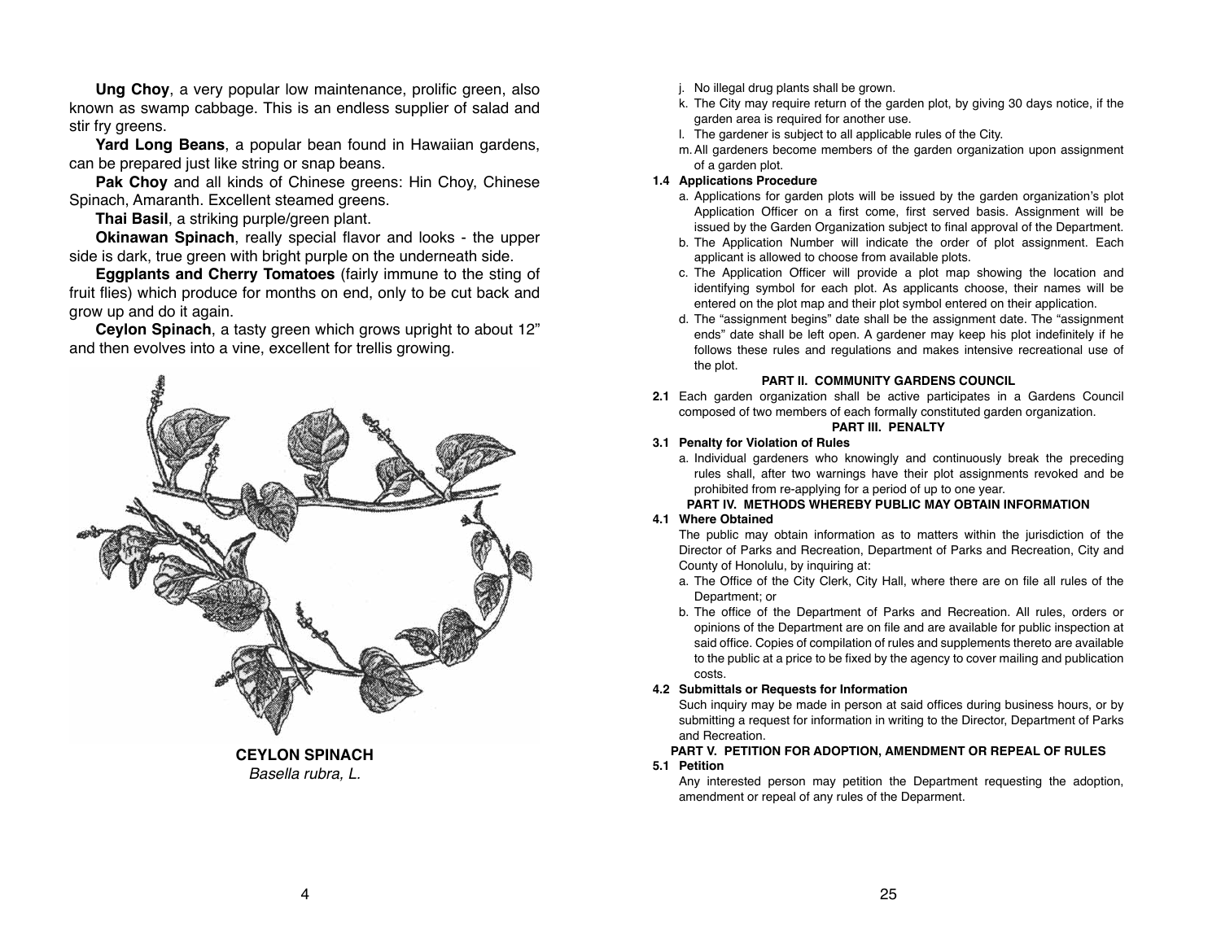**Ung Choy**, a very popular low maintenance, prolific green, also known as swamp cabbage. This is an endless supplier of salad and stir fry greens.

**Yard Long Beans**, a popular bean found in Hawaiian gardens, can be prepared just like string or snap beans.

**Pak Choy** and all kinds of Chinese greens: Hin Choy, Chinese Spinach, Amaranth. Excellent steamed greens.

**Thai Basil**, a striking purple/green plant.

**Okinawan Spinach**, really special flavor and looks - the upper side is dark, true green with bright purple on the underneath side.

**Eggplants and Cherry Tomatoes** (fairly immune to the sting of fruit flies) which produce for months on end, only to be cut back and grow up and do it again.

**Ceylon Spinach**, a tasty green which grows upright to about 12" and then evolves into a vine, excellent for trellis growing.

**CEYLON SPINACH**
*Basella rubra, L.*

j. No illegal drug plants shall be grown.
k. The City may require return of the garden plot, by giving 30 days notice, if the garden area is required for another use.
l. The gardener is subject to all applicable rules of the City.
m. All gardeners become members of the garden organization upon assignment of a garden plot.

**1.4 Applications Procedure**

a. Applications for garden plots will be issued by the garden organization's plot Application Officer on a first come, first served basis. Assignment will be issued by the Garden Organization subject to final approval of the Department.
b. The Application Number will indicate the order of plot assignment. Each applicant is allowed to choose from available plots.
c. The Application Officer will provide a plot map showing the location and identifying symbol for each plot. As applicants choose, their names will be entered on the plot map and their plot symbol entered on their application.
d. The "assignment begins" date shall be the assignment date. The "assignment ends" date shall be left open. A gardener may keep his plot indefinitely if he follows these rules and regulations and makes intensive recreational use of the plot.

## PART II. COMMUNITY GARDENS COUNCIL

**2.1** Each garden organization shall be active participates in a Gardens Council composed of two members of each formally constituted garden organization.

## PART III. PENALTY

**3.1 Penalty for Violation of Rules**

a. Individual gardeners who knowingly and continuously break the preceding rules shall, after two warnings have their plot assignments revoked and be prohibited from re-applying for a period of up to one year.

## PART IV. METHODS WHEREBY PUBLIC MAY OBTAIN INFORMATION

**4.1 Where Obtained**

The public may obtain information as to matters within the jurisdiction of the Director of Parks and Recreation, Department of Parks and Recreation, City and County of Honolulu, by inquiring at:

a. The Office of the City Clerk, City Hall, where there are on file all rules of the Department; or
b. The office of the Department of Parks and Recreation. All rules, orders or opinions of the Department are on file and are available for public inspection at said office. Copies of compilation of rules and supplements thereto are available to the public at a price to be fixed by the agency to cover mailing and publication costs.

**4.2 Submittals or Requests for Information**

Such inquiry may be made in person at said offices during business hours, or by submitting a request for information in writing to the Director, Department of Parks and Recreation.

## PART V. PETITION FOR ADOPTION, AMENDMENT OR REPEAL OF RULES

**5.1 Petition**

Any interested person may petition the Department requesting the adoption, amendment or repeal of any rules of the Deparment.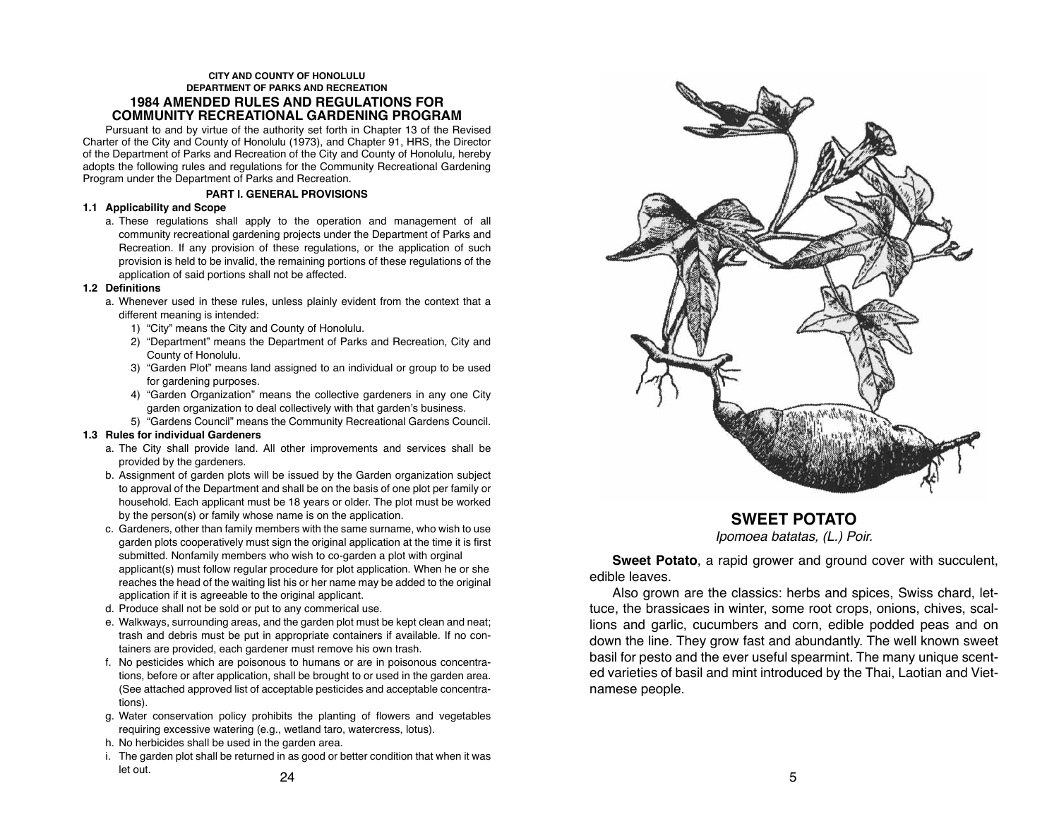**CITY AND COUNTY OF HONOLULU**
**DEPARTMENT OF PARKS AND RECREATION**

## 1984 AMENDED RULES AND REGULATIONS FOR COMMUNITY RECREATIONAL GARDENING PROGRAM

Pursuant to and by virtue of the authority set forth in Chapter 13 of the Revised Charter of the City and County of Honolulu (1973), and Chapter 91, HRS, the Director of the Department of Parks and Recreation of the City and County of Honolulu, hereby adopts the following rules and regulations for the Community Recreational Gardening Program under the Department of Parks and Recreation.

### PART I. GENERAL PROVISIONS

**1.1 Applicability and Scope**

a. These regulations shall apply to the operation and management of all community recreational gardening projects under the Department of Parks and Recreation. If any provision of these regulations, or the application of such provision is held to be invalid, the remaining portions of these regulations of the application of said portions shall not be affected.

**1.2 Definitions**

a. Whenever used in these rules, unless plainly evident from the context that a different meaning is intended:
   1) "City" means the City and County of Honolulu.
   2) "Department" means the Department of Parks and Recreation, City and County of Honolulu.
   3) "Garden Plot" means land assigned to an individual or group to be used for gardening purposes.
   4) "Garden Organization" means the collective gardeners in any one City garden organization to deal collectively with that garden's business.
   5) "Gardens Council" means the Community Recreational Gardens Council.

**1.3 Rules for individual Gardeners**

a. The City shall provide land. All other improvements and services shall be provided by the gardeners.

b. Assignment of garden plots will be issued by the Garden organization subject to approval of the Department and shall be on the basis of one plot per family or household. Each applicant must be 18 years or older. The plot must be worked by the person(s) or family whose name is on the application.

c. Gardeners, other than family members with the same surname, who wish to use garden plots cooperatively must sign the original application at the time it is first submitted. Nonfamily members who wish to co-garden a plot with orginal applicant(s) must follow regular procedure for plot application. When he or she reaches the head of the waiting list his or her name may be added to the original application if it is agreeable to the original applicant.

d. Produce shall not be sold or put to any commerical use.

e. Walkways, surrounding areas, and the garden plot must be kept clean and neat; trash and debris must be put in appropriate containers if available. If no containers are provided, each gardener must remove his own trash.

f. No pesticides which are poisonous to humans or are in poisonous concentrations, before or after application, shall be brought to or used in the garden area. (See attached approved list of acceptable pesticides and acceptable concentrations).

g. Water conservation policy prohibits the planting of flowers and vegetables requiring excessive watering (e.g., wetland taro, watercress, lotus).

h. No herbicides shall be used in the garden area.

i. The garden plot shall be returned in as good or better condition that when it was let out.

## SWEET POTATO

*Ipomoea batatas, (L.) Poir.*

**Sweet Potato**, a rapid grower and ground cover with succulent, edible leaves.

Also grown are the classics: herbs and spices, Swiss chard, lettuce, the brassicaes in winter, some root crops, onions, chives, scallions and garlic, cucumbers and corn, edible podded peas and on down the line. They grow fast and abundantly. The well known sweet basil for pesto and the ever useful spearmint. The many unique scented varieties of basil and mint introduced by the Thai, Laotian and Vietnamese people.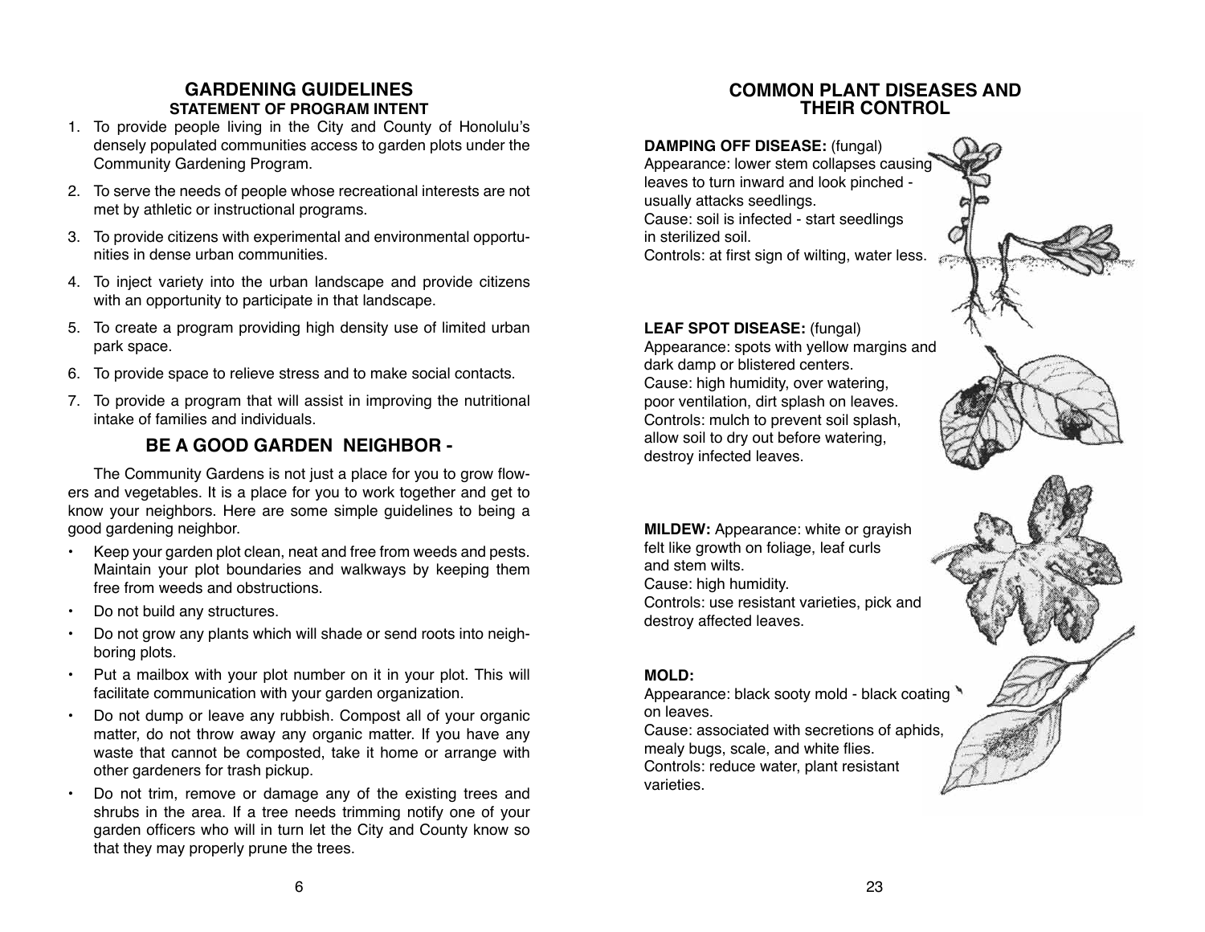## GARDENING GUIDELINES

### STATEMENT OF PROGRAM INTENT

1. To provide people living in the City and County of Honolulu's densely populated communities access to garden plots under the Community Gardening Program.
2. To serve the needs of people whose recreational interests are not met by athletic or instructional programs.
3. To provide citizens with experimental and environmental opportunities in dense urban communities.
4. To inject variety into the urban landscape and provide citizens with an opportunity to participate in that landscape.
5. To create a program providing high density use of limited urban park space.
6. To provide space to relieve stress and to make social contacts.
7. To provide a program that will assist in improving the nutritional intake of families and individuals.

## BE A GOOD GARDEN NEIGHBOR -

The Community Gardens is not just a place for you to grow flowers and vegetables. It is a place for you to work together and get to know your neighbors. Here are some simple guidelines to being a good gardening neighbor.

- Keep your garden plot clean, neat and free from weeds and pests. Maintain your plot boundaries and walkways by keeping them free from weeds and obstructions.
- Do not build any structures.
- Do not grow any plants which will shade or send roots into neighboring plots.
- Put a mailbox with your plot number on it in your plot. This will facilitate communication with your garden organization.
- Do not dump or leave any rubbish. Compost all of your organic matter, do not throw away any organic matter. If you have any waste that cannot be composted, take it home or arrange with other gardeners for trash pickup.
- Do not trim, remove or damage any of the existing trees and shrubs in the area. If a tree needs trimming notify one of your garden officers who will in turn let the City and County know so that they may properly prune the trees.

## COMMON PLANT DISEASES AND THEIR CONTROL

**DAMPING OFF DISEASE:** (fungal)
Appearance: lower stem collapses causing leaves to turn inward and look pinched - usually attacks seedlings.
Cause: soil is infected - start seedlings in sterilized soil.
Controls: at first sign of wilting, water less.

**LEAF SPOT DISEASE:** (fungal)
Appearance: spots with yellow margins and dark damp or blistered centers.
Cause: high humidity, over watering, poor ventilation, dirt splash on leaves.
Controls: mulch to prevent soil splash, allow soil to dry out before watering, destroy infected leaves.

**MILDEW:** Appearance: white or grayish felt like growth on foliage, leaf curls and stem wilts.
Cause: high humidity.
Controls: use resistant varieties, pick and destroy affected leaves.

**MOLD:**
Appearance: black sooty mold - black coating on leaves.
Cause: associated with secretions of aphids, mealy bugs, scale, and white flies.
Controls: reduce water, plant resistant varieties.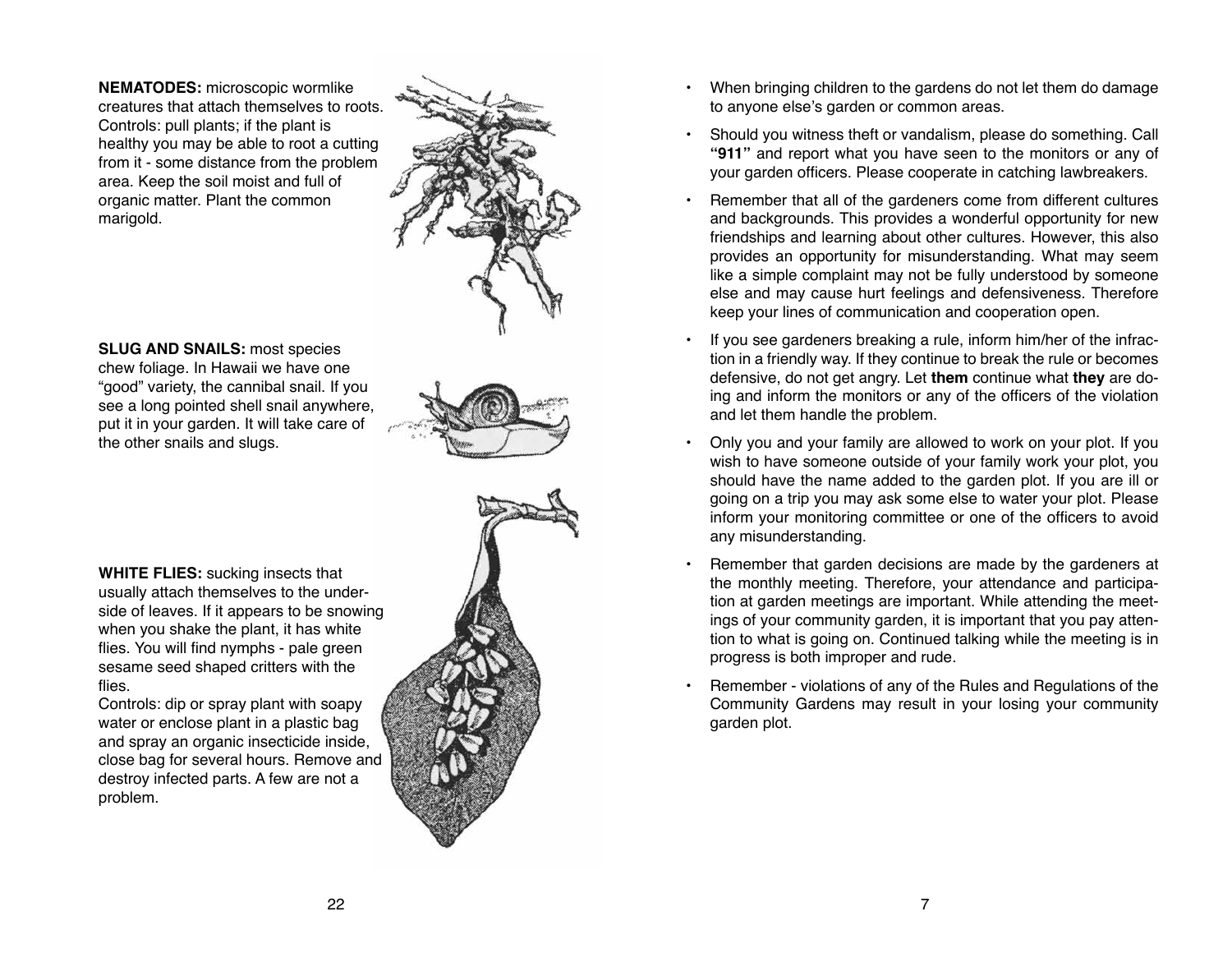**NEMATODES:** microscopic wormlike creatures that attach themselves to roots. Controls: pull plants; if the plant is healthy you may be able to root a cutting from it - some distance from the problem area. Keep the soil moist and full of organic matter. Plant the common marigold.

**SLUG AND SNAILS:** most species chew foliage. In Hawaii we have one "good" variety, the cannibal snail. If you see a long pointed shell snail anywhere, put it in your garden. It will take care of the other snails and slugs.

**WHITE FLIES:** sucking insects that usually attach themselves to the underside of leaves. If it appears to be snowing when you shake the plant, it has white flies. You will find nymphs - pale green sesame seed shaped critters with the flies.
Controls: dip or spray plant with soapy water or enclose plant in a plastic bag and spray an organic insecticide inside, close bag for several hours. Remove and destroy infected parts. A few are not a problem.

- When bringing children to the gardens do not let them do damage to anyone else's garden or common areas.
- Should you witness theft or vandalism, please do something. Call **"911"** and report what you have seen to the monitors or any of your garden officers. Please cooperate in catching lawbreakers.
- Remember that all of the gardeners come from different cultures and backgrounds. This provides a wonderful opportunity for new friendships and learning about other cultures. However, this also provides an opportunity for misunderstanding. What may seem like a simple complaint may not be fully understood by someone else and may cause hurt feelings and defensiveness. Therefore keep your lines of communication and cooperation open.
- If you see gardeners breaking a rule, inform him/her of the infraction in a friendly way. If they continue to break the rule or becomes defensive, do not get angry. Let **them** continue what **they** are doing and inform the monitors or any of the officers of the violation and let them handle the problem.
- Only you and your family are allowed to work on your plot. If you wish to have someone outside of your family work your plot, you should have the name added to the garden plot. If you are ill or going on a trip you may ask some else to water your plot. Please inform your monitoring committee or one of the officers to avoid any misunderstanding.
- Remember that garden decisions are made by the gardeners at the monthly meeting. Therefore, your attendance and participation at garden meetings are important. While attending the meetings of your community garden, it is important that you pay attention to what is going on. Continued talking while the meeting is in progress is both improper and rude.
- Remember - violations of any of the Rules and Regulations of the Community Gardens may result in your losing your community garden plot.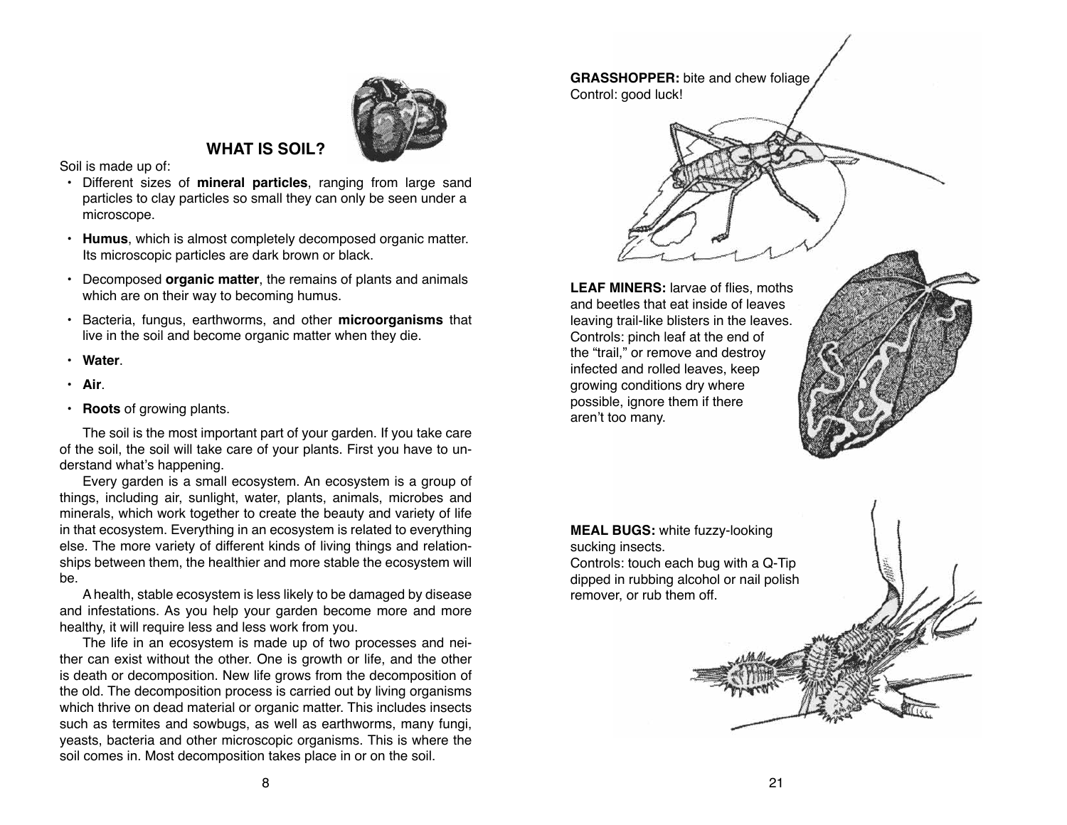## WHAT IS SOIL?

Soil is made up of:

- Different sizes of **mineral particles**, ranging from large sand particles to clay particles so small they can only be seen under a microscope.
- **Humus**, which is almost completely decomposed organic matter. Its microscopic particles are dark brown or black.
- Decomposed **organic matter**, the remains of plants and animals which are on their way to becoming humus.
- Bacteria, fungus, earthworms, and other **microorganisms** that live in the soil and become organic matter when they die.
- **Water**.
- **Air**.
- **Roots** of growing plants.

The soil is the most important part of your garden. If you take care of the soil, the soil will take care of your plants. First you have to understand what's happening.

Every garden is a small ecosystem. An ecosystem is a group of things, including air, sunlight, water, plants, animals, microbes and minerals, which work together to create the beauty and variety of life in that ecosystem. Everything in an ecosystem is related to everything else. The more variety of different kinds of living things and relationships between them, the healthier and more stable the ecosystem will be.

A health, stable ecosystem is less likely to be damaged by disease and infestations. As you help your garden become more and more healthy, it will require less and less work from you.

The life in an ecosystem is made up of two processes and neither can exist without the other. One is growth or life, and the other is death or decomposition. New life grows from the decomposition of the old. The decomposition process is carried out by living organisms which thrive on dead material or organic matter. This includes insects such as termites and sowbugs, as well as earthworms, many fungi, yeasts, bacteria and other microscopic organisms. This is where the soil comes in. Most decomposition takes place in or on the soil.

**GRASSHOPPER:** bite and chew foliage
Control: good luck!

**LEAF MINERS:** larvae of flies, moths and beetles that eat inside of leaves leaving trail-like blisters in the leaves.
Controls: pinch leaf at the end of the "trail," or remove and destroy infected and rolled leaves, keep growing conditions dry where possible, ignore them if there aren't too many.

**MEAL BUGS:** white fuzzy-looking sucking insects.
Controls: touch each bug with a Q-Tip dipped in rubbing alcohol or nail polish remover, or rub them off.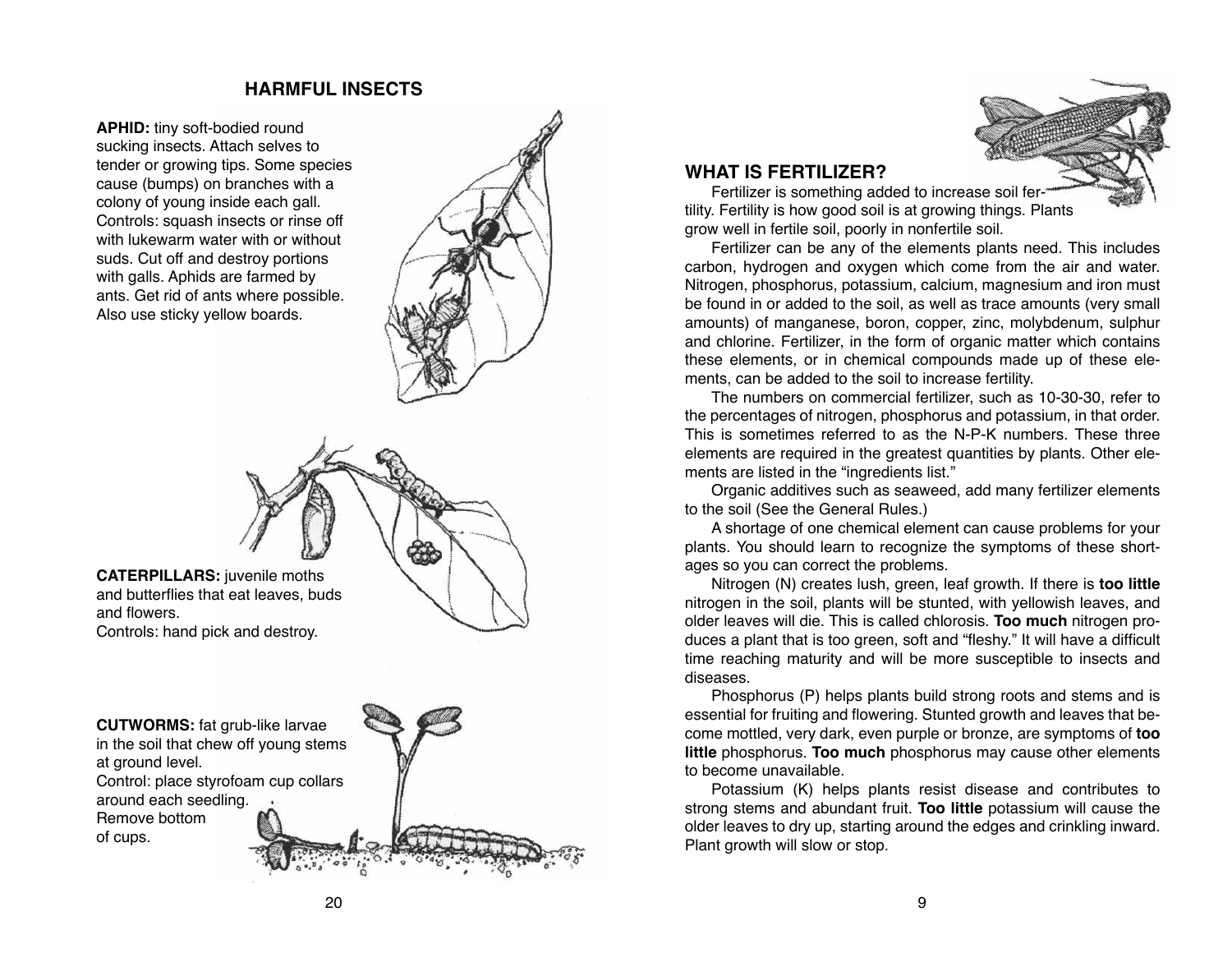## HARMFUL INSECTS

**APHID:** tiny soft-bodied round sucking insects. Attach selves to tender or growing tips. Some species cause (bumps) on branches with a colony of young inside each gall. Controls: squash insects or rinse off with lukewarm water with or without suds. Cut off and destroy portions with galls. Aphids are farmed by ants. Get rid of ants where possible. Also use sticky yellow boards.

**CATERPILLARS:** juvenile moths and butterflies that eat leaves, buds and flowers.
Controls: hand pick and destroy.

**CUTWORMS:** fat grub-like larvae in the soil that chew off young stems at ground level.
Control: place styrofoam cup collars around each seedling. Remove bottom of cups.

## WHAT IS FERTILIZER?

Fertilizer is something added to increase soil fertility. Fertility is how good soil is at growing things. Plants grow well in fertile soil, poorly in nonfertile soil.

Fertilizer can be any of the elements plants need. This includes carbon, hydrogen and oxygen which come from the air and water. Nitrogen, phosphorus, potassium, calcium, magnesium and iron must be found in or added to the soil, as well as trace amounts (very small amounts) of manganese, boron, copper, zinc, molybdenum, sulphur and chlorine. Fertilizer, in the form of organic matter which contains these elements, or in chemical compounds made up of these elements, can be added to the soil to increase fertility.

The numbers on commercial fertilizer, such as 10-30-30, refer to the percentages of nitrogen, phosphorus and potassium, in that order. This is sometimes referred to as the N-P-K numbers. These three elements are required in the greatest quantities by plants. Other elements are listed in the "ingredients list."

Organic additives such as seaweed, add many fertilizer elements to the soil (See the General Rules.)

A shortage of one chemical element can cause problems for your plants. You should learn to recognize the symptoms of these shortages so you can correct the problems.

Nitrogen (N) creates lush, green, leaf growth. If there is **too little** nitrogen in the soil, plants will be stunted, with yellowish leaves, and older leaves will die. This is called chlorosis. **Too much** nitrogen produces a plant that is too green, soft and "fleshy." It will have a difficult time reaching maturity and will be more susceptible to insects and diseases.

Phosphorus (P) helps plants build strong roots and stems and is essential for fruiting and flowering. Stunted growth and leaves that become mottled, very dark, even purple or bronze, are symptoms of **too little** phosphorus. **Too much** phosphorus may cause other elements to become unavailable.

Potassium (K) helps plants resist disease and contributes to strong stems and abundant fruit. **Too little** potassium will cause the older leaves to dry up, starting around the edges and crinkling inward. Plant growth will slow or stop.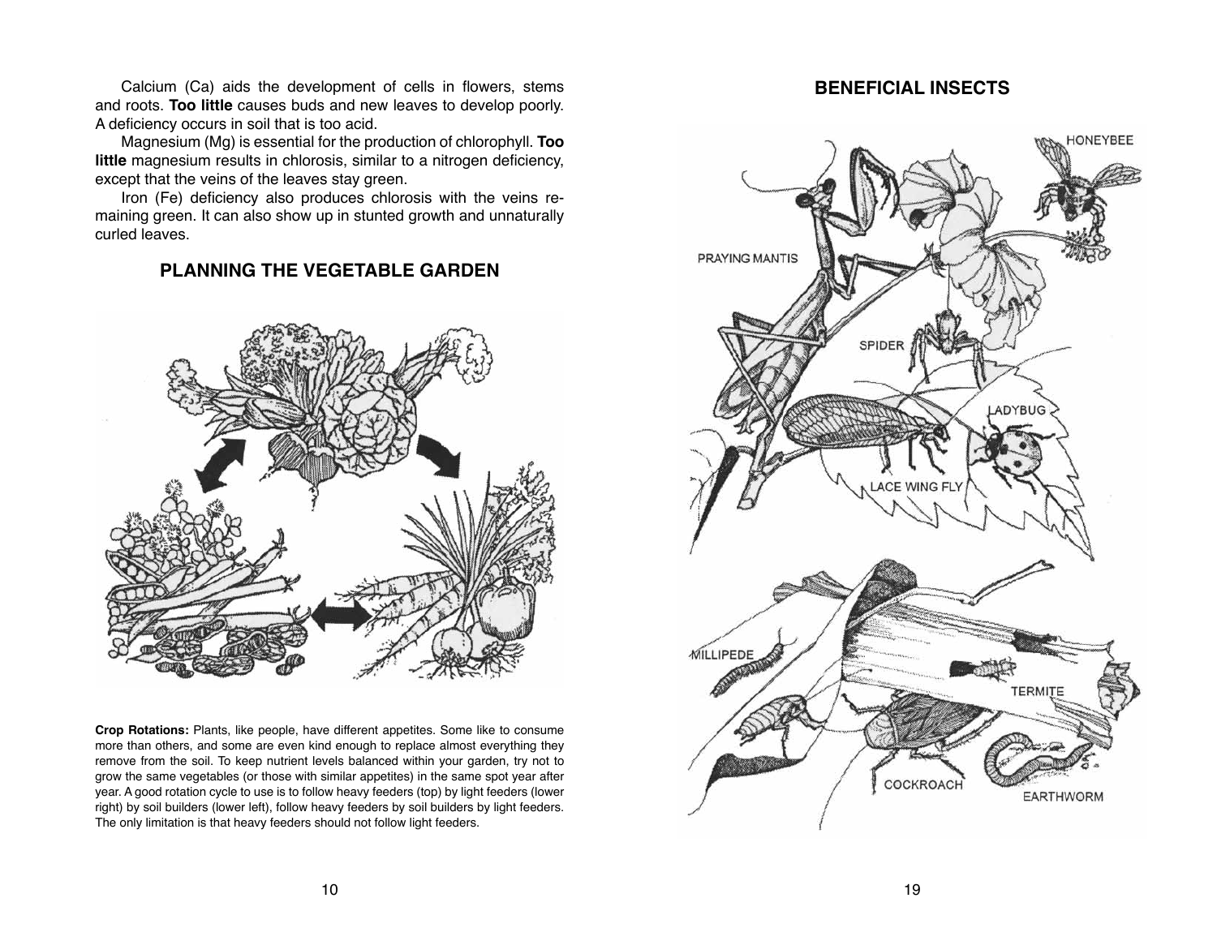Calcium (Ca) aids the development of cells in flowers, stems and roots. **Too little** causes buds and new leaves to develop poorly. A deficiency occurs in soil that is too acid.

Magnesium (Mg) is essential for the production of chlorophyll. **Too little** magnesium results in chlorosis, similar to a nitrogen deficiency, except that the veins of the leaves stay green.

Iron (Fe) deficiency also produces chlorosis with the veins remaining green. It can also show up in stunted growth and unnaturally curled leaves.

## PLANNING THE VEGETABLE GARDEN

**Crop Rotations:** Plants, like people, have different appetites. Some like to consume more than others, and some are even kind enough to replace almost everything they remove from the soil. To keep nutrient levels balanced within your garden, try not to grow the same vegetables (or those with similar appetites) in the same spot year after year. A good rotation cycle to use is to follow heavy feeders (top) by light feeders (lower right) by soil builders (lower left), follow heavy feeders by soil builders by light feeders. The only limitation is that heavy feeders should not follow light feeders.

## BENEFICIAL INSECTS

PRAYING MANTIS

HONEYBEE

SPIDER

LADYBUG

LACE WING FLY

MILLIPEDE

TERMITE

COCKROACH

EARTHWORM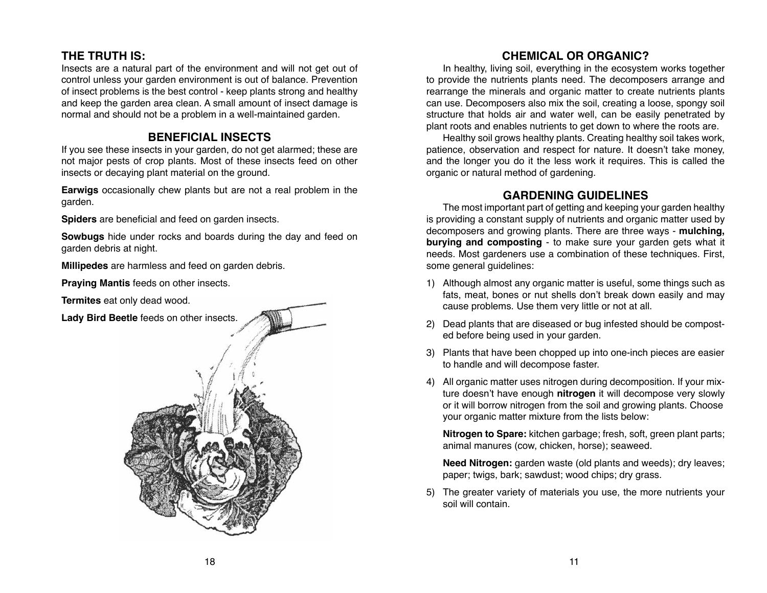## THE TRUTH IS:

Insects are a natural part of the environment and will not get out of control unless your garden environment is out of balance. Prevention of insect problems is the best control - keep plants strong and healthy and keep the garden area clean. A small amount of insect damage is normal and should not be a problem in a well-maintained garden.

## BENEFICIAL INSECTS

If you see these insects in your garden, do not get alarmed; these are not major pests of crop plants. Most of these insects feed on other insects or decaying plant material on the ground.

**Earwigs** occasionally chew plants but are not a real problem in the garden.

**Spiders** are beneficial and feed on garden insects.

**Sowbugs** hide under rocks and boards during the day and feed on garden debris at night.

**Millipedes** are harmless and feed on garden debris.

**Praying Mantis** feeds on other insects.

**Termites** eat only dead wood.

**Lady Bird Beetle** feeds on other insects.

## CHEMICAL OR ORGANIC?

In healthy, living soil, everything in the ecosystem works together to provide the nutrients plants need. The decomposers arrange and rearrange the minerals and organic matter to create nutrients plants can use. Decomposers also mix the soil, creating a loose, spongy soil structure that holds air and water well, can be easily penetrated by plant roots and enables nutrients to get down to where the roots are.

Healthy soil grows healthy plants. Creating healthy soil takes work, patience, observation and respect for nature. It doesn't take money, and the longer you do it the less work it requires. This is called the organic or natural method of gardening.

## GARDENING GUIDELINES

The most important part of getting and keeping your garden healthy is providing a constant supply of nutrients and organic matter used by decomposers and growing plants. There are three ways - **mulching, burying and composting** - to make sure your garden gets what it needs. Most gardeners use a combination of these techniques. First, some general guidelines:

1) Although almost any organic matter is useful, some things such as fats, meat, bones or nut shells don't break down easily and may cause problems. Use them very little or not at all.

2) Dead plants that are diseased or bug infested should be composted before being used in your garden.

3) Plants that have been chopped up into one-inch pieces are easier to handle and will decompose faster.

4) All organic matter uses nitrogen during decomposition. If your mixture doesn't have enough **nitrogen** it will decompose very slowly or it will borrow nitrogen from the soil and growing plants. Choose your organic matter mixture from the lists below:

   **Nitrogen to Spare:** kitchen garbage; fresh, soft, green plant parts; animal manures (cow, chicken, horse); seaweed.

   **Need Nitrogen:** garden waste (old plants and weeds); dry leaves; paper; twigs, bark; sawdust; wood chips; dry grass.

5) The greater variety of materials you use, the more nutrients your soil will contain.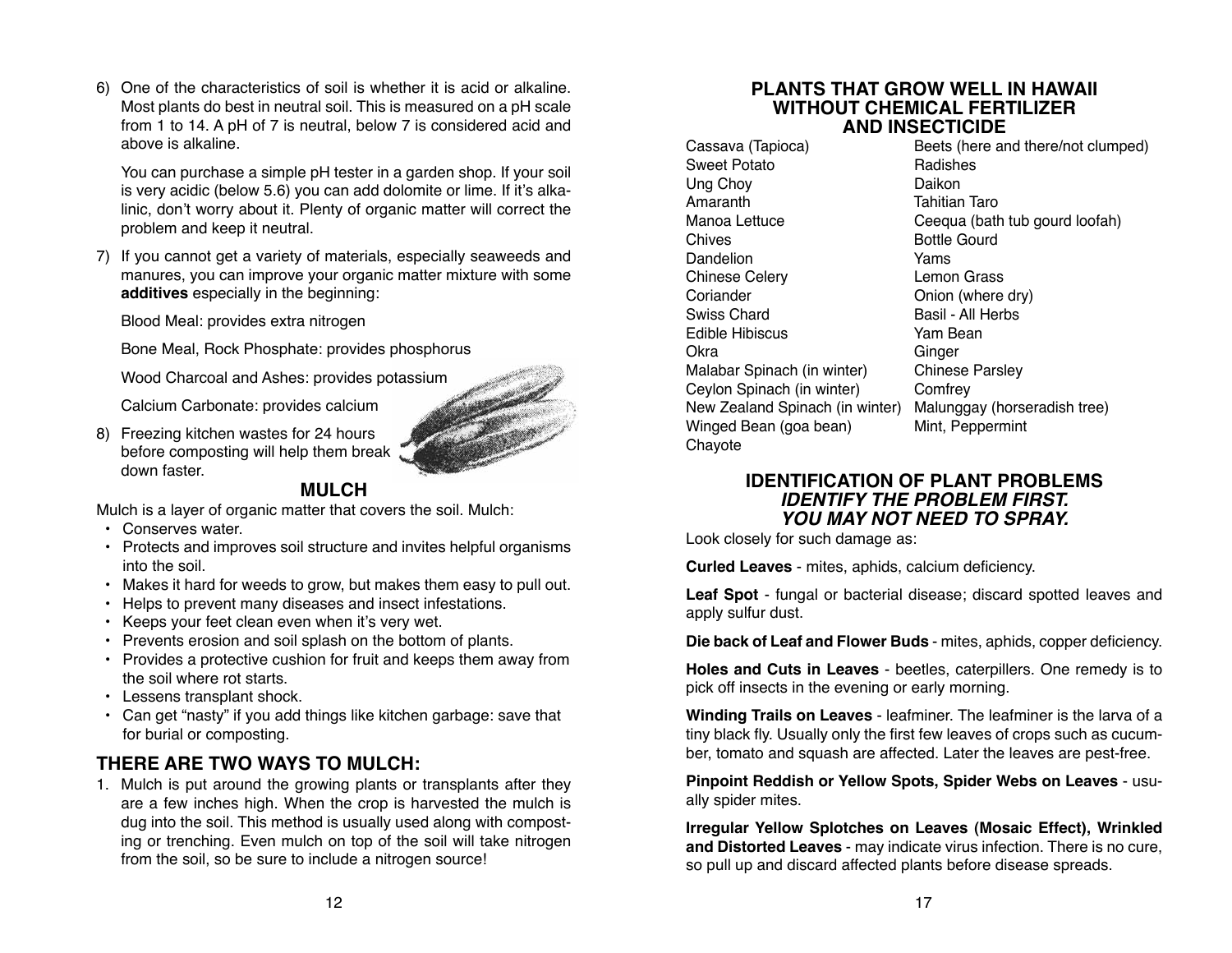6) One of the characteristics of soil is whether it is acid or alkaline. Most plants do best in neutral soil. This is measured on a pH scale from 1 to 14. A pH of 7 is neutral, below 7 is considered acid and above is alkaline.

   You can purchase a simple pH tester in a garden shop. If your soil is very acidic (below 5.6) you can add dolomite or lime. If it's alkalinic, don't worry about it. Plenty of organic matter will correct the problem and keep it neutral.

7) If you cannot get a variety of materials, especially seaweeds and manures, you can improve your organic matter mixture with some **additives** especially in the beginning:

   Blood Meal: provides extra nitrogen

   Bone Meal, Rock Phosphate: provides phosphorus

   Wood Charcoal and Ashes: provides potassium

   Calcium Carbonate: provides calcium

8) Freezing kitchen wastes for 24 hours before composting will help them break down faster.

## MULCH

Mulch is a layer of organic matter that covers the soil. Mulch:

- Conserves water.
- Protects and improves soil structure and invites helpful organisms into the soil.
- Makes it hard for weeds to grow, but makes them easy to pull out.
- Helps to prevent many diseases and insect infestations.
- Keeps your feet clean even when it's very wet.
- Prevents erosion and soil splash on the bottom of plants.
- Provides a protective cushion for fruit and keeps them away from the soil where rot starts.
- Lessens transplant shock.
- Can get "nasty" if you add things like kitchen garbage: save that for burial or composting.

## THERE ARE TWO WAYS TO MULCH:

1. Mulch is put around the growing plants or transplants after they are a few inches high. When the crop is harvested the mulch is dug into the soil. This method is usually used along with composting or trenching. Even mulch on top of the soil will take nitrogen from the soil, so be sure to include a nitrogen source!

## PLANTS THAT GROW WELL IN HAWAII WITHOUT CHEMICAL FERTILIZER AND INSECTICIDE

| | |
|---|---|
| Cassava (Tapioca) | Beets (here and there/not clumped) |
| Sweet Potato | Radishes |
| Ung Choy | Daikon |
| Amaranth | Tahitian Taro |
| Manoa Lettuce | Ceequa (bath tub gourd loofah) |
| Chives | Bottle Gourd |
| Dandelion | Yams |
| Chinese Celery | Lemon Grass |
| Coriander | Onion (where dry) |
| Swiss Chard | Basil - All Herbs |
| Edible Hibiscus | Yam Bean |
| Okra | Ginger |
| Malabar Spinach (in winter) | Chinese Parsley |
| Ceylon Spinach (in winter) | Comfrey |
| New Zealand Spinach (in winter) | Malunggay (horseradish tree) |
| Winged Bean (goa bean) | Mint, Peppermint |
| Chayote | |

## IDENTIFICATION OF PLANT PROBLEMS

### *IDENTIFY THE PROBLEM FIRST. YOU MAY NOT NEED TO SPRAY.*

Look closely for such damage as:

**Curled Leaves** - mites, aphids, calcium deficiency.

**Leaf Spot** - fungal or bacterial disease; discard spotted leaves and apply sulfur dust.

**Die back of Leaf and Flower Buds** - mites, aphids, copper deficiency.

**Holes and Cuts in Leaves** - beetles, caterpillers. One remedy is to pick off insects in the evening or early morning.

**Winding Trails on Leaves** - leafminer. The leafminer is the larva of a tiny black fly. Usually only the first few leaves of crops such as cucumber, tomato and squash are affected. Later the leaves are pest-free.

**Pinpoint Reddish or Yellow Spots, Spider Webs on Leaves** - usually spider mites.

**Irregular Yellow Splotches on Leaves (Mosaic Effect), Wrinkled and Distorted Leaves** - may indicate virus infection. There is no cure, so pull up and discard affected plants before disease spreads.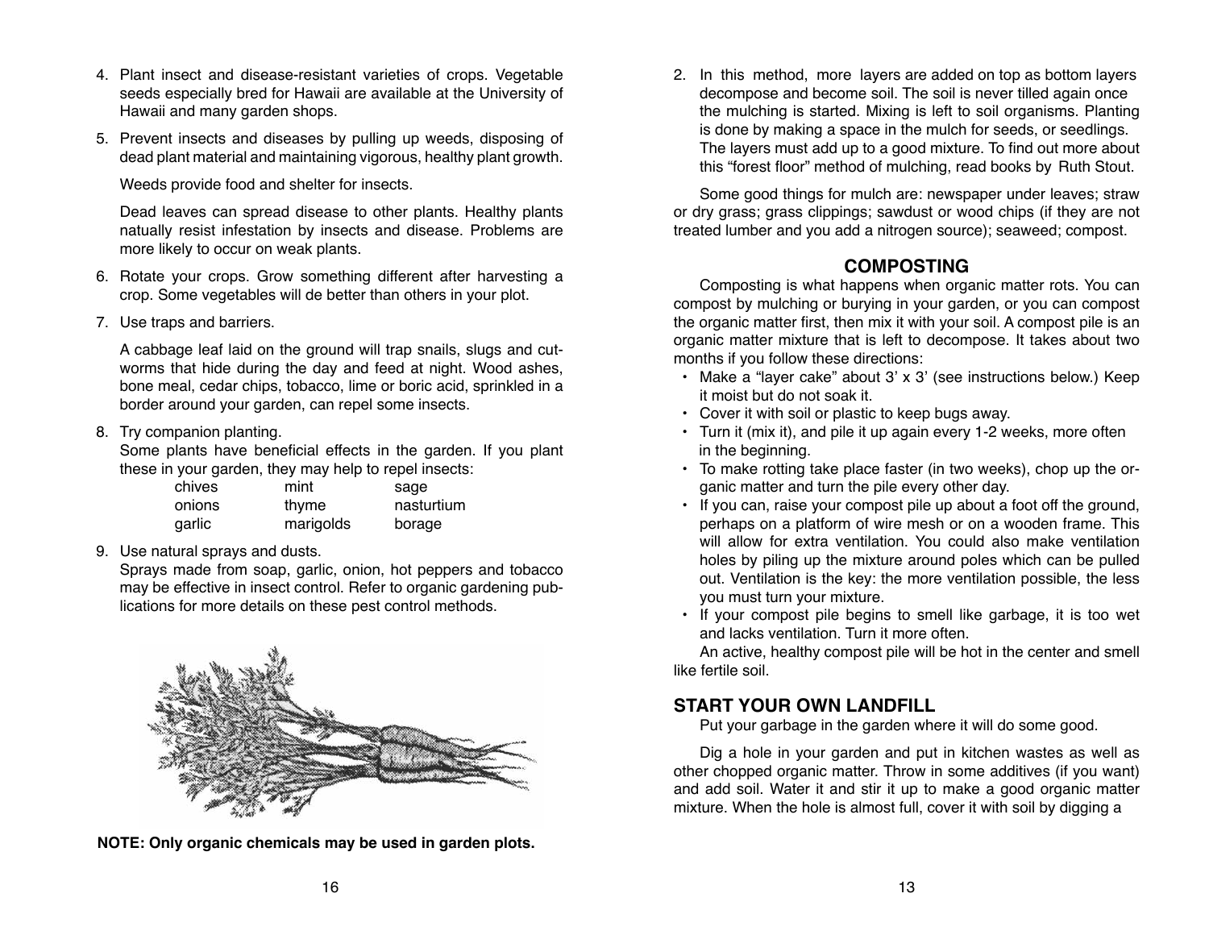4. Plant insect and disease-resistant varieties of crops. Vegetable seeds especially bred for Hawaii are available at the University of Hawaii and many garden shops.

5. Prevent insects and diseases by pulling up weeds, disposing of dead plant material and maintaining vigorous, healthy plant growth.

   Weeds provide food and shelter for insects.

   Dead leaves can spread disease to other plants. Healthy plants natually resist infestation by insects and disease. Problems are more likely to occur on weak plants.

6. Rotate your crops. Grow something different after harvesting a crop. Some vegetables will de better than others in your plot.

7. Use traps and barriers.

   A cabbage leaf laid on the ground will trap snails, slugs and cut-worms that hide during the day and feed at night. Wood ashes, bone meal, cedar chips, tobacco, lime or boric acid, sprinkled in a border around your garden, can repel some insects.

8. Try companion planting.
   Some plants have beneficial effects in the garden. If you plant these in your garden, they may help to repel insects:

   | | | |
   |---|---|---|
   | chives | mint | sage |
   | onions | thyme | nasturtium |
   | garlic | marigolds | borage |

9. Use natural sprays and dusts.
   Sprays made from soap, garlic, onion, hot peppers and tobacco may be effective in insect control. Refer to organic gardening publications for more details on these pest control methods.

**NOTE: Only organic chemicals may be used in garden plots.**

2. In this method, more layers are added on top as bottom layers decompose and become soil. The soil is never tilled again once the mulching is started. Mixing is left to soil organisms. Planting is done by making a space in the mulch for seeds, or seedlings. The layers must add up to a good mixture. To find out more about this "forest floor" method of mulching, read books by Ruth Stout.

Some good things for mulch are: newspaper under leaves; straw or dry grass; grass clippings; sawdust or wood chips (if they are not treated lumber and you add a nitrogen source); seaweed; compost.

## COMPOSTING

Composting is what happens when organic matter rots. You can compost by mulching or burying in your garden, or you can compost the organic matter first, then mix it with your soil. A compost pile is an organic matter mixture that is left to decompose. It takes about two months if you follow these directions:

- Make a "layer cake" about 3' x 3' (see instructions below.) Keep it moist but do not soak it.
- Cover it with soil or plastic to keep bugs away.
- Turn it (mix it), and pile it up again every 1-2 weeks, more often in the beginning.
- To make rotting take place faster (in two weeks), chop up the organic matter and turn the pile every other day.
- If you can, raise your compost pile up about a foot off the ground, perhaps on a platform of wire mesh or on a wooden frame. This will allow for extra ventilation. You could also make ventilation holes by piling up the mixture around poles which can be pulled out. Ventilation is the key: the more ventilation possible, the less you must turn your mixture.
- If your compost pile begins to smell like garbage, it is too wet and lacks ventilation. Turn it more often.

An active, healthy compost pile will be hot in the center and smell like fertile soil.

## START YOUR OWN LANDFILL

Put your garbage in the garden where it will do some good.

Dig a hole in your garden and put in kitchen wastes as well as other chopped organic matter. Throw in some additives (if you want) and add soil. Water it and stir it up to make a good organic matter mixture. When the hole is almost full, cover it with soil by digging a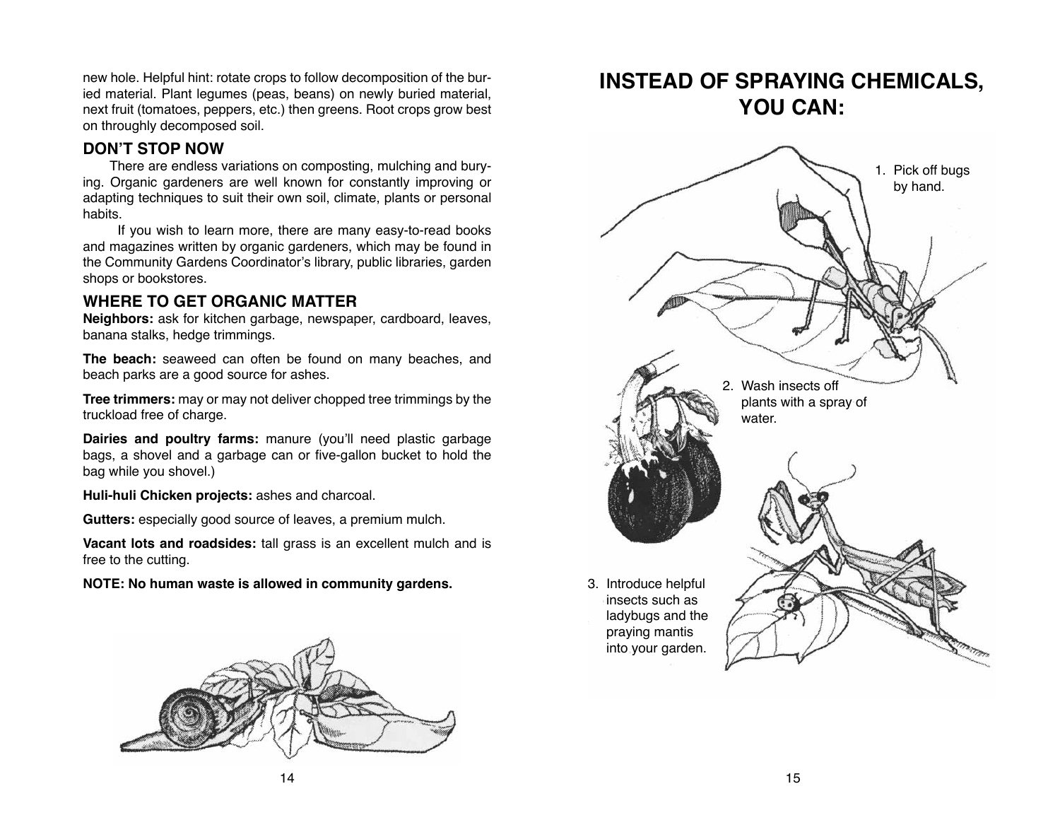new hole. Helpful hint: rotate crops to follow decomposition of the buried material. Plant legumes (peas, beans) on newly buried material, next fruit (tomatoes, peppers, etc.) then greens. Root crops grow best on throughly decomposed soil.

### DON'T STOP NOW

There are endless variations on composting, mulching and burying. Organic gardeners are well known for constantly improving or adapting techniques to suit their own soil, climate, plants or personal habits.

If you wish to learn more, there are many easy-to-read books and magazines written by organic gardeners, which may be found in the Community Gardens Coordinator's library, public libraries, garden shops or bookstores.

### WHERE TO GET ORGANIC MATTER

**Neighbors:** ask for kitchen garbage, newspaper, cardboard, leaves, banana stalks, hedge trimmings.

**The beach:** seaweed can often be found on many beaches, and beach parks are a good source for ashes.

**Tree trimmers:** may or may not deliver chopped tree trimmings by the truckload free of charge.

**Dairies and poultry farms:** manure (you'll need plastic garbage bags, a shovel and a garbage can or five-gallon bucket to hold the bag while you shovel.)

**Huli-huli Chicken projects:** ashes and charcoal.

**Gutters:** especially good source of leaves, a premium mulch.

**Vacant lots and roadsides:** tall grass is an excellent mulch and is free to the cutting.

**NOTE: No human waste is allowed in community gardens.**

## INSTEAD OF SPRAYING CHEMICALS, YOU CAN:

1. Pick off bugs by hand.
2. Wash insects off plants with a spray of water.
3. Introduce helpful insects such as ladybugs and the praying mantis into your garden.